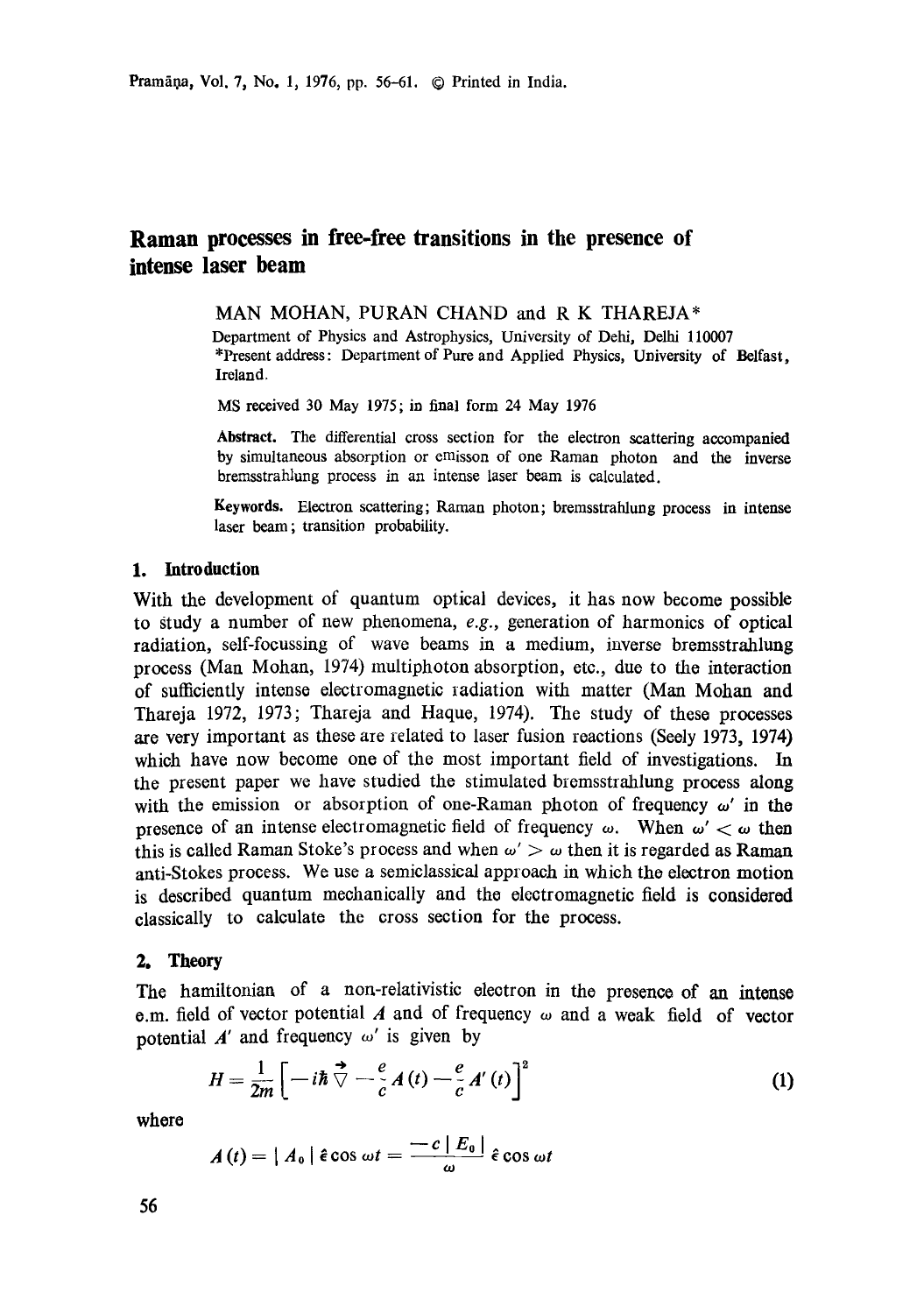# Raman processes in free-free transitions in the presence of intense laser beam

MAN MOHAN, PURAN CHAND and R K THAREJA*

Department of Physics and Astrophysics, University of Dehi, Delhi 110007

*Present address: Department of Pure and Applied Physics, University of Belfast, Ireland.

MS received 30 May 1975; in final form 24 May 1976

**Abstract.** The differential cross section for the electron scattering accompanied by simultaneous absorption or emisson of one Raman photon and the inverse bremsstrahlung process in an intense laser beam is calculated.

**Keywords.** Electron scattering; Raman photon; bremsstrahlung process in intense laser beam; transition probability.

## 1. Introduction

With the development of quantum optical devices, it has now become possible to study a number of new phenomena, *e.g.*, generation of harmonics of optical radiation, self-focussing of wave beams in a medium, inverse bremsstrahlung process (Man Mohan, 1974) multiphoton absorption, etc., due to the interaction of sufficiently intense electromagnetic radiation with matter (Man Mohan and Thareja 1972, 1973; Thareja and Haque, 1974). The study of these processes are very important as these are related to laser fusion reactions (Seely 1973, 1974) which have now become one of the most important field of investigations. In the present paper we have studied the stimulated bremsstrahlung process along with the emission or absorption of one-Raman photon of frequency $\omega'$ in the presence of an intense electromagnetic field of frequency $\omega$. When $\omega' < \omega$ then this is called Raman Stoke's process and when $\omega' > \omega$ then it is regarded as Raman anti-Stokes process. We use a semiclassical approach in which the electron motion is described quantum mechanically and the electromagnetic field is considered classically to calculate the cross section for the process.

## 2. Theory

The hamiltonian of a non-relativistic electron in the presence of an intense e.m. field of vector potential $A$ and of frequency $\omega$ and a weak field of vector potential $A'$ and frequency $\omega'$ is given by

$$H = \frac{1}{2m}\left[-i\hbar \vec{\nabla} - \frac{e}{c}A(t) - \frac{e}{c}A'(t)\right]^2 \tag{1}$$

where

$$A(t) = |A_0|\,\hat{\epsilon}\cos\omega t = \frac{-c\,|E_0|}{\omega}\,\hat{\epsilon}\cos\omega t$$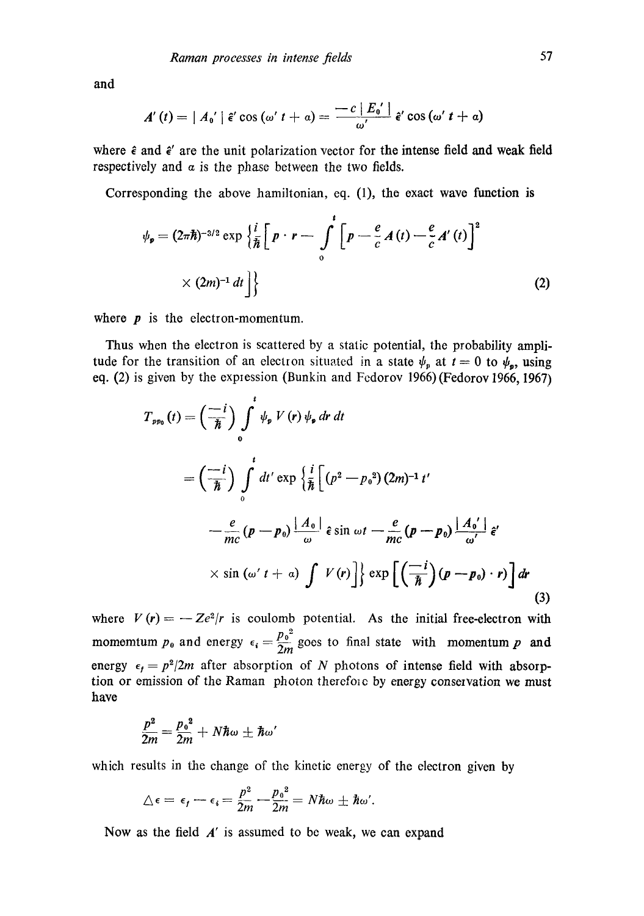and

$$A'(t) = |A_0'| \hat{\epsilon}' \cos(\omega' t + \alpha) = \frac{-c|E_0'|}{\omega'} \hat{\epsilon}' \cos(\omega' t + \alpha)$$

where $\hat{\epsilon}$ and $\hat{\epsilon}'$ are the unit polarization vector for the intense field and weak field respectively and $\alpha$ is the phase between the two fields.

Corresponding the above hamiltonian, eq. (1), the exact wave function is

$$\psi_p = (2\pi\hbar)^{-3/2} \exp\left\{\frac{i}{\hbar}\left[p \cdot r - \int_0^t \left[p - \frac{e}{c}A(t) - \frac{e}{c}A'(t)\right]^2 \times (2m)^{-1} dt\right]\right\} \tag{2}$$

where $p$ is the electron-momentum.

Thus when the electron is scattered by a static potential, the probability amplitude for the transition of an electron situated in a state $\psi_p$ at $t = 0$ to $\psi_p$, using eq. (2) is given by the expression (Bunkin and Fedorov 1966) (Fedorov 1966, 1967)

$$\begin{aligned} T_{pp_0}(t) &= \left(\frac{-i}{\hbar}\right) \int_0^t \psi_p V(r) \psi_p \, dr \, dt \\ &= \left(\frac{-i}{\hbar}\right) \int_0^t dt' \exp\left\{\frac{i}{\hbar}\left[(p^2 - p_0^2)(2m)^{-1} t' \right.\right. \\ &\quad - \frac{e}{mc}(p - p_0)\frac{|A_0|}{\omega} \hat{\epsilon} \sin \omega t - \frac{e}{mc}(p - p_0)\frac{|A_0'|}{\omega'} \hat{\epsilon}' \\ &\quad \left.\left. \times \sin(\omega' t + \alpha) \int V(r)\right]\right\} \exp\left[\left(\frac{-i}{\hbar}\right)(p - p_0) \cdot r\right] dr \end{aligned} \tag{3}$$

where $V(r) = -Ze^2/r$ is coulomb potential. As the initial free-electron with momemtum $p_0$ and energy $\epsilon_i = \frac{p_0^2}{2m}$ goes to final state with momentum $p$ and energy $\epsilon_f = p^2/2m$ after absorption of $N$ photons of intense field with absorption or emission of the Raman photon therefore by energy conservation we must have

$$\frac{p^2}{2m} = \frac{p_0^2}{2m} + N\hbar\omega \pm \hbar\omega'$$

which results in the change of the kinetic energy of the electron given by

$$\triangle \epsilon = \epsilon_f - \epsilon_i = \frac{p^2}{2m} - \frac{p_0^2}{2m} = N\hbar\omega \pm \hbar\omega'.$$

Now as the field $A'$ is assumed to be weak, we can expand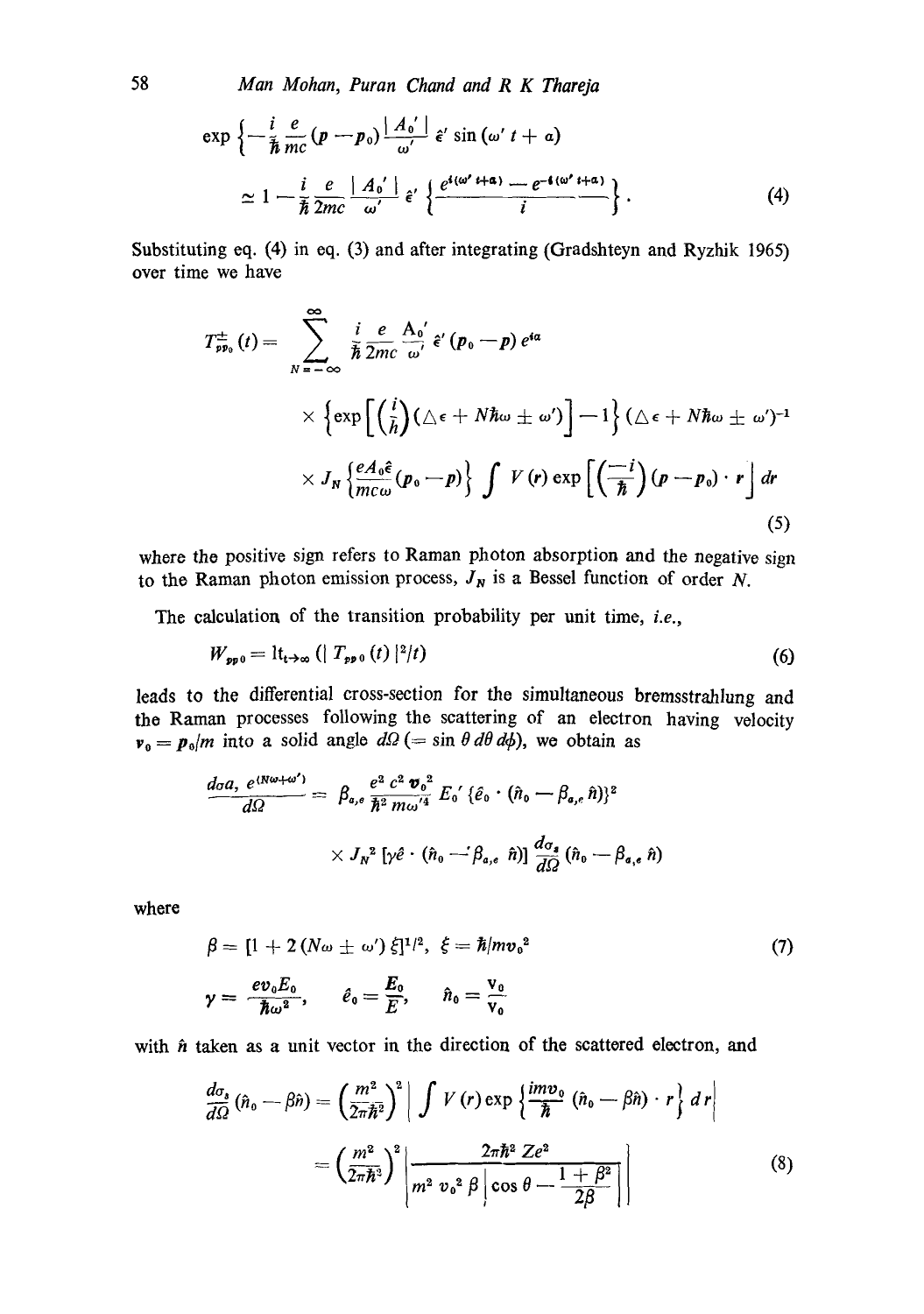$$\exp\left\{-\frac{i}{\hbar}\frac{e}{mc}(p-p_0)\frac{|A_0'|}{\omega'}\hat{\epsilon}'\sin(\omega' t+a)\right.$$

$$\simeq 1-\frac{i}{\hbar}\frac{e}{2mc}\frac{|A_0'|}{\omega'}\hat{\epsilon}'\left\{\frac{e^{i(\omega' t+a)}-e^{-i(\omega' t+a)}}{i}\right\}. \tag{4}$$

Substituting eq. (4) in eq. (3) and after integrating (Gradshteyn and Ryzhik 1965) over time we have

$$T^{\pm}_{pp_0}(t)=\sum_{N=-\infty}^{\infty}\frac{i}{\hbar}\frac{e}{2mc}\frac{A_0'}{\omega'}\hat{\epsilon}'(p_0-p)\,e^{ia}$$

$$\times\left\{\exp\left[\left(\frac{i}{\hbar}\right)(\triangle\epsilon+N\hbar\omega\pm\omega')\right]-1\right\}(\triangle\epsilon+N\hbar\omega\pm\omega')^{-1}$$

$$\times J_N\left\{\frac{eA_0\hat{\epsilon}}{mc\omega}(p_0-p)\right\}\int V(r)\exp\left[\left(\frac{-i}{\hbar}\right)(p-p_0)\cdot r\right]dr \tag{5}$$

where the positive sign refers to Raman photon absorption and the negative sign to the Raman photon emission process, $J_N$ is a Bessel function of order $N$.

The calculation of the transition probability per unit time, *i.e.*,

$$W_{pp_0}=\mathrm{lt}_{t\to\infty}\left(|T_{pp_0}(t)|^2/t\right) \tag{6}$$

leads to the differential cross-section for the simultaneous bremsstrahlung and the Raman processes following the scattering of an electron having velocity $v_0=p_0/m$ into a solid angle $d\Omega\ (=\sin\theta\, d\theta\, d\phi)$, we obtain as

$$\frac{d\sigma a,\ e^{(N\omega+\omega')}}{d\Omega}=\beta_{a,e}\frac{e^2c^2v_0^2}{\hbar^2 m\omega'^4}E_0'\{\hat{e}_0\cdot(\hat{n}_0-\beta_{a,e}\hat{n})\}^2$$

$$\times J_N^2[\gamma\hat{e}\cdot(\hat{n}_0-\beta_{a,e}\hat{n})]\frac{d\sigma_s}{d\Omega}(\hat{n}_0-\beta_{a,e}\hat{n})$$

where

$$\beta=[1+2(N\omega\pm\omega')\xi]^{1/2},\quad \xi=\hbar/mv_0^2 \tag{7}$$

$$\gamma=\frac{ev_0E_0}{\hbar\omega^2},\qquad \hat{e}_0=\frac{E_0}{E},\qquad \hat{n}_0=\frac{v_0}{v_0}$$

with $\hat{n}$ taken as a unit vector in the direction of the scattered electron, and

$$\frac{d\sigma_s}{d\Omega}(\hat{n}_0-\beta\hat{n})=\left(\frac{m^2}{2\pi\hbar^2}\right)^2\left|\int V(r)\exp\left\{\frac{imv_0}{\hbar}(\hat{n}_0-\beta\hat{n})\cdot r\right\}dr\right|$$

$$=\left(\frac{m^2}{2\pi\hbar^3}\right)^2\left|\frac{2\pi\hbar^2Ze^2}{m^2v_0^2\beta\left|\cos\theta-\dfrac{1+\beta^2}{2\beta}\right|}\right| \tag{8}$$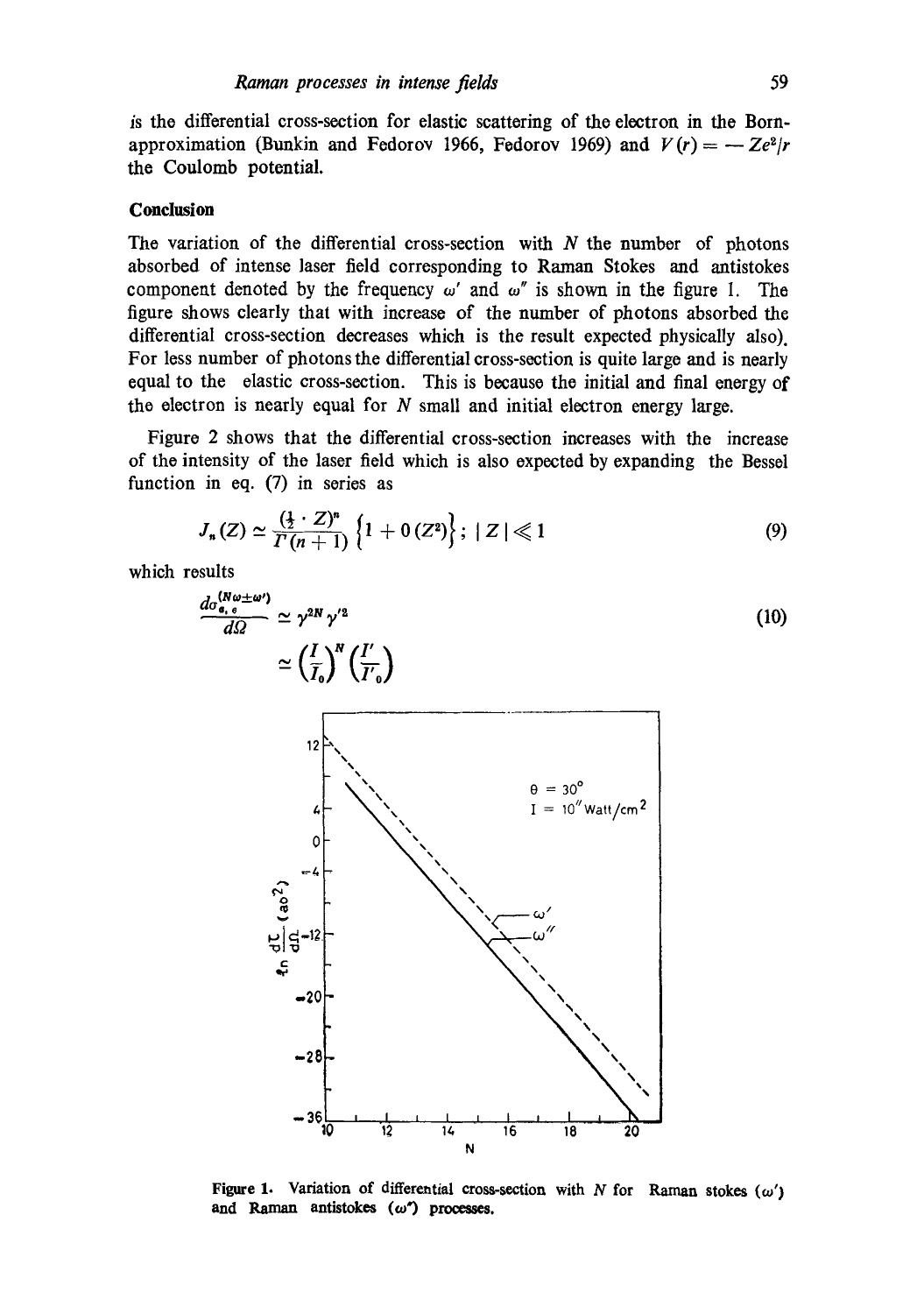is the differential cross-section for elastic scattering of the electron in the Born-approximation (Bunkin and Fedorov 1966, Fedorov 1969) and $V(r) = -Ze^2/r$ the Coulomb potential.

## Conclusion

The variation of the differential cross-section with $N$ the number of photons absorbed of intense laser field corresponding to Raman Stokes and antistokes component denoted by the frequency $\omega'$ and $\omega''$ is shown in the figure 1. The figure shows clearly that with increase of the number of photons absorbed the differential cross-section decreases which is the result expected physically also). For less number of photons the differential cross-section is quite large and is nearly equal to the elastic cross-section. This is because the initial and final energy of the electron is nearly equal for $N$ small and initial electron energy large.

Figure 2 shows that the differential cross-section increases with the increase of the intensity of the laser field which is also expected by expanding the Bessel function in eq. (7) in series as

$$J_n(Z) \simeq \frac{(\frac{1}{2} \cdot Z)^n}{\Gamma(n+1)} \left\{1 + 0(Z^2)\right\}; \; |Z| \ll 1 \tag{9}$$

which results

$$\frac{d\sigma_{e,e}^{(N\omega \pm \omega')}}{d\Omega} \simeq \gamma^{2N} \gamma'^2 \simeq \left(\frac{I}{I_0}\right)^N \left(\frac{I'}{I'_0}\right) \tag{10}$$

**Figure 1.** Variation of differential cross-section with $N$ for Raman stokes ($\omega'$) and Raman antistokes ($\omega''$) processes.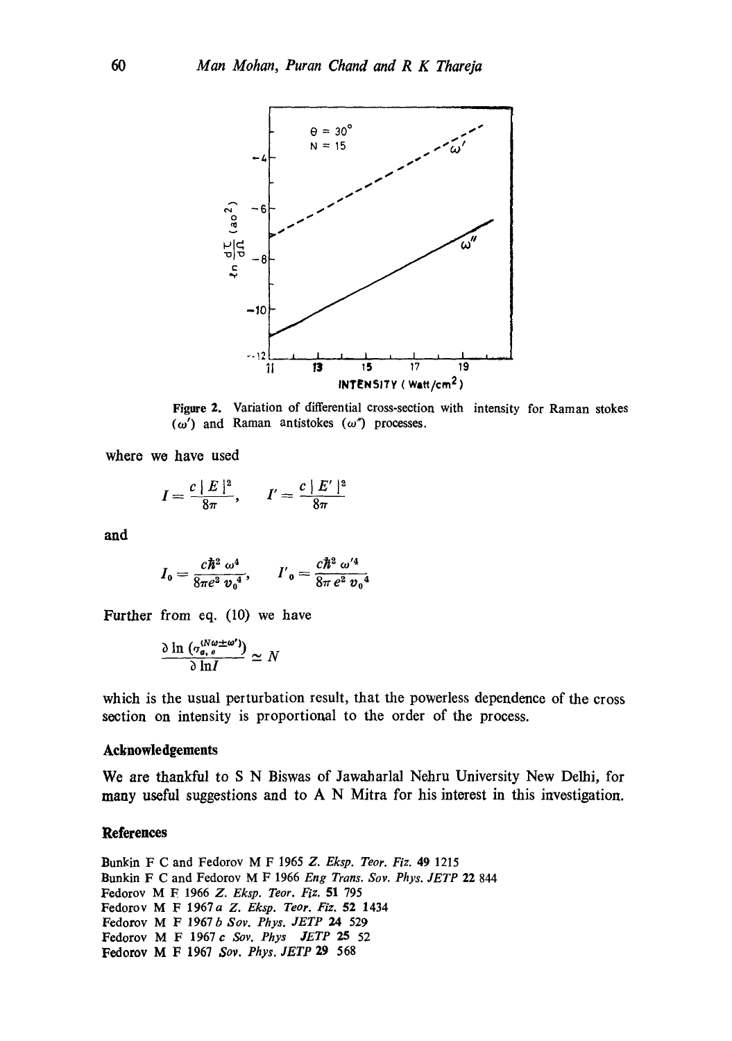Figure 2. Variation of differential cross-section with intensity for Raman stokes ($\omega'$) and Raman antistokes ($\omega''$) processes.

where we have used

$$I = \frac{c\,|E|^2}{8\pi}, \qquad I' = \frac{c\,|E'|^2}{8\pi}$$

and

$$I_0 = \frac{c\hbar^2\,\omega^4}{8\pi e^2\,v_0^{\,4}}, \qquad I'_0 = \frac{c\hbar^2\,\omega'^4}{8\pi\,e^2\,v_0^{\,4}}$$

Further from eq. (10) we have

$$\frac{\partial \ln \left(\sigma_{a,e}^{(N\omega\pm\omega')}\right)}{\partial \ln I} \simeq N$$

which is the usual perturbation result, that the powerless dependence of the cross section on intensity is proportional to the order of the process.

## Acknowledgements

We are thankful to S N Biswas of Jawaharlal Nehru University New Delhi, for many useful suggestions and to A N Mitra for his interest in this investigation.

## References

Bunkin F C and Fedorov M F 1965 *Z. Eksp. Teor. Fiz.* **49** 1215

Bunkin F C and Fedorov M F 1966 *Eng Trans. Sov. Phys. JETP* **22** 844

Fedorov M F 1966 *Z. Eksp. Teor. Fiz.* **51** 795

Fedorov M F 1967*a* *Z. Eksp. Teor. Fiz.* **52** 1434

Fedorov M F 1967*b* *Sov. Phys. JETP* **24** 529

Fedorov M F 1967*c* *Sov. Phys JETP* **25** 52

Fedorov M F 1967 *Sov. Phys. JETP* **29** 568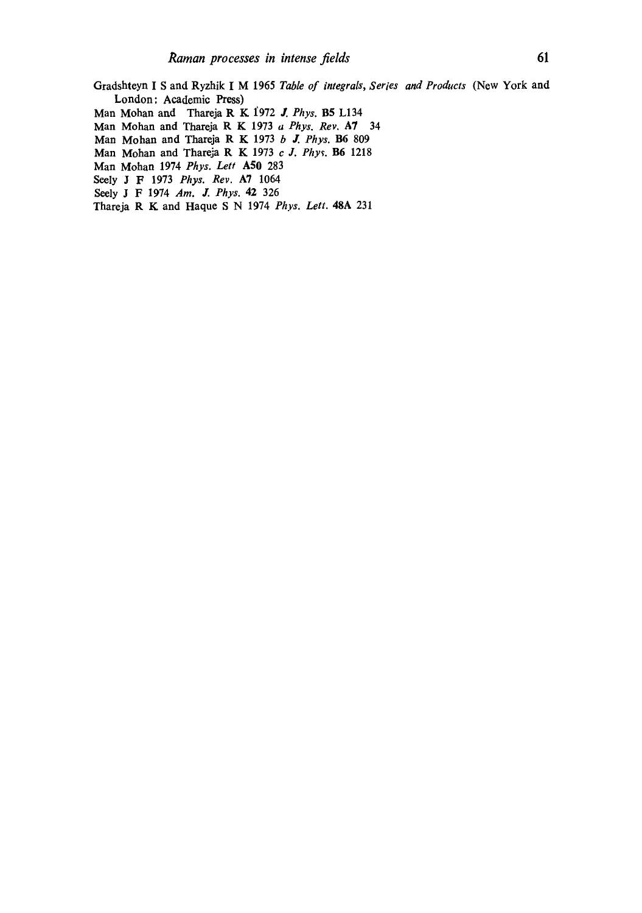Gradshteyn I S and Ryzhik I M 1965 *Table of integrals, Series and Products* (New York and London: Academic Press)

Man Mohan and Thareja R K 1972 *J. Phys.* **B5** L134

Man Mohan and Thareja R K 1973 *a Phys. Rev.* **A7** 34

Man Mohan and Thareja R K 1973 *b J. Phys.* **B6** 809

Man Mohan and Thareja R K 1973 *c J. Phys.* **B6** 1218

Man Mohan 1974 *Phys. Lett* **A50** 283

Seely J F 1973 *Phys. Rev.* **A7** 1064

Seely J F 1974 *Am. J. Phys.* **42** 326

Thareja R K and Haque S N 1974 *Phys. Lett.* **48A** 231